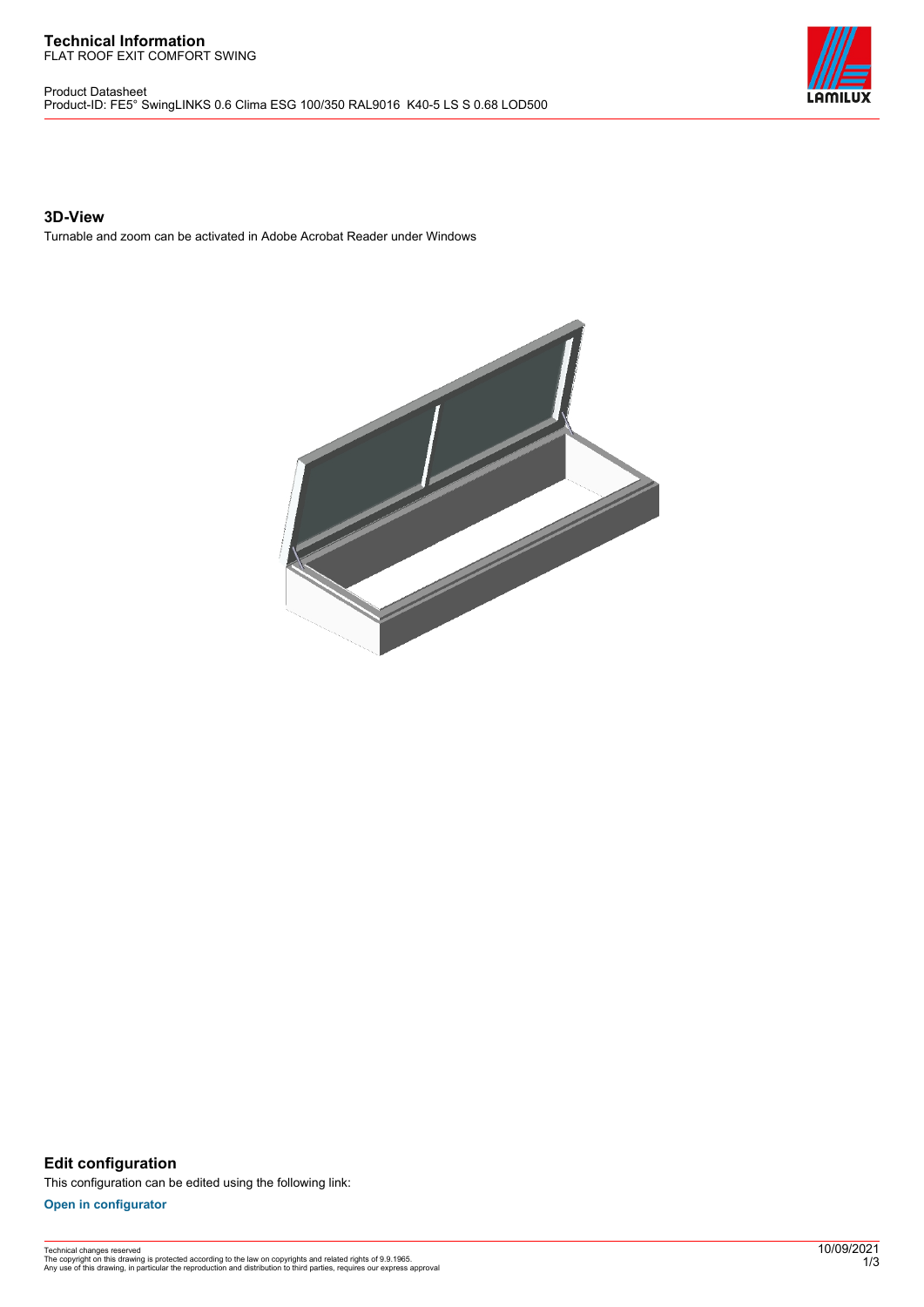# Technical Information

FLAT ROOF EXIT COMFORT SWING

Product Datasheet

Product-ID: FE5° SwingLINKS 0.6 Clima ESG 100/350 RAL9016 K40-5 LS S 0.68 LOD500

### 3D-View

Turnable and zoom can be activated in Adobe Acrobat Reader under Windows

### Edit configuration

This configuration can be edited using the following link:

**Open in configurator**

Technical changes reserved
The copyright on this drawing is protected according to the law on copyrights and related rights of 9.9.1965.
Any use of this drawing, in particular the reproduction and distribution to third parties, requires our express approval

10/09/2021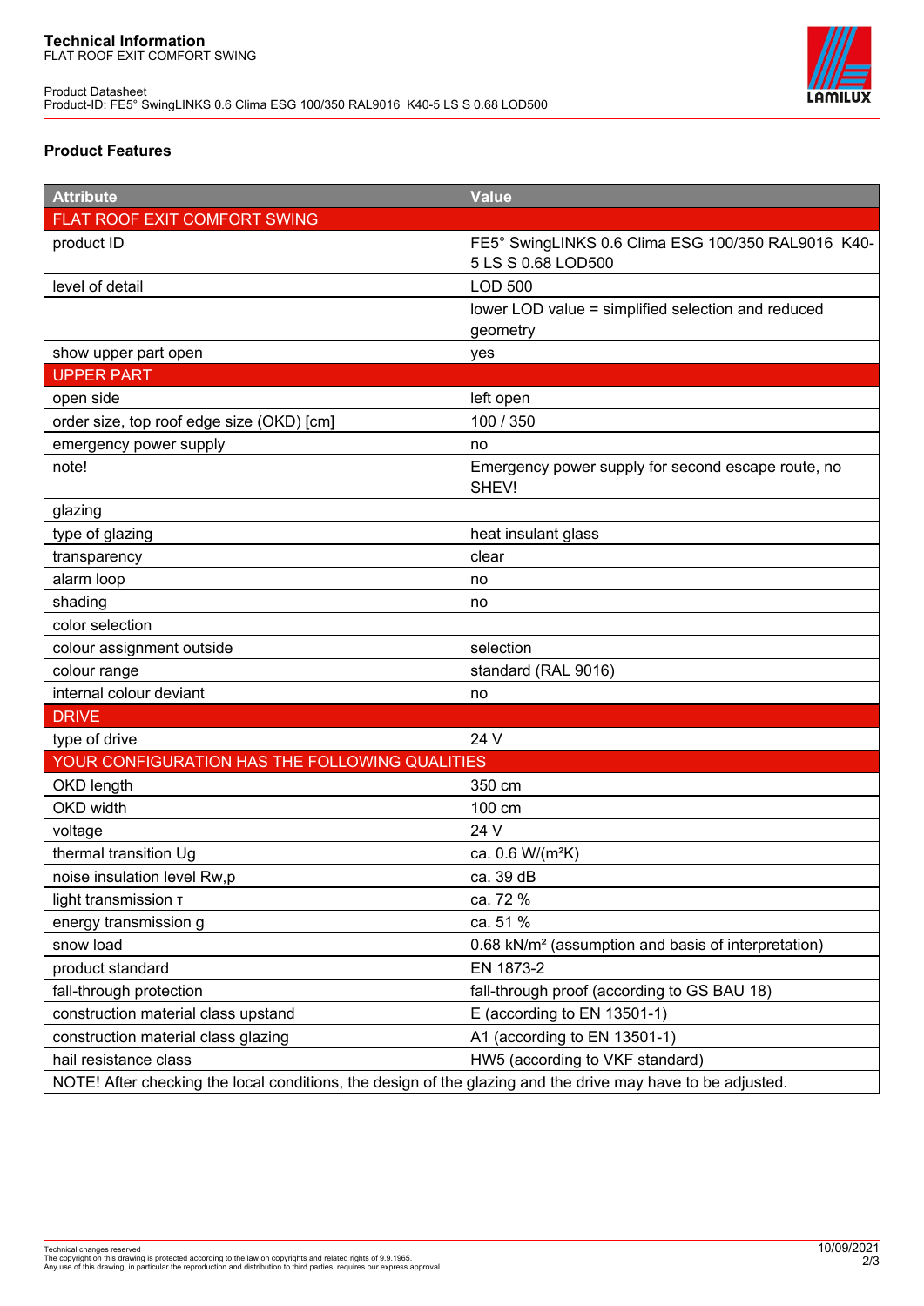**Technical Information**
FLAT ROOF EXIT COMFORT SWING

Product Datasheet
Product-ID: FE5° SwingLINKS 0.6 Clima ESG 100/350 RAL9016 K40-5 LS S 0.68 LOD500

## Product Features

| Attribute | Value |
|---|---|
| FLAT ROOF EXIT COMFORT SWING | |
| product ID | FE5° SwingLINKS 0.6 Clima ESG 100/350 RAL9016 K40-5 LS S 0.68 LOD500 |
| level of detail | LOD 500 |
| | lower LOD value = simplified selection and reduced geometry |
| show upper part open | yes |
| UPPER PART | |
| open side | left open |
| order size, top roof edge size (OKD) [cm] | 100 / 350 |
| emergency power supply | no |
| note! | Emergency power supply for second escape route, no SHEV! |
| glazing | |
| type of glazing | heat insulant glass |
| transparency | clear |
| alarm loop | no |
| shading | no |
| color selection | |
| colour assignment outside | selection |
| colour range | standard (RAL 9016) |
| internal colour deviant | no |
| DRIVE | |
| type of drive | 24 V |
| YOUR CONFIGURATION HAS THE FOLLOWING QUALITIES | |
| OKD length | 350 cm |
| OKD width | 100 cm |
| voltage | 24 V |
| thermal transition Ug | ca. 0.6 W/(m²K) |
| noise insulation level Rw,p | ca. 39 dB |
| light transmission τ | ca. 72 % |
| energy transmission g | ca. 51 % |
| snow load | 0.68 kN/m² (assumption and basis of interpretation) |
| product standard | EN 1873-2 |
| fall-through protection | fall-through proof (according to GS BAU 18) |
| construction material class upstand | E (according to EN 13501-1) |
| construction material class glazing | A1 (according to EN 13501-1) |
| hail resistance class | HW5 (according to VKF standard) |
| NOTE! After checking the local conditions, the design of the glazing and the drive may have to be adjusted. | |

Technical changes reserved
The copyright on this drawing is protected according to the law on copyrights and related rights of 9.9.1965.
Any use of this drawing, in particular the reproduction and distribution to third parties, requires our express approval

10/09/2021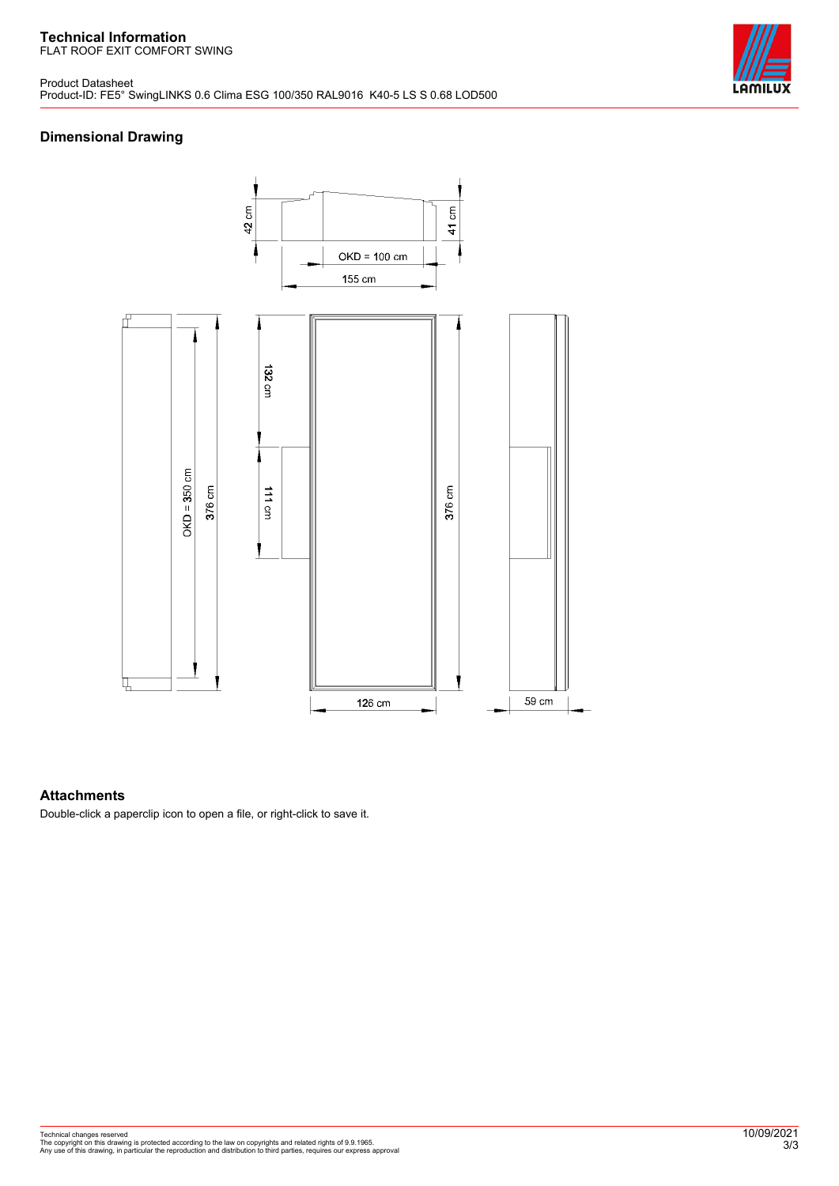# Technical Information

FLAT ROOF EXIT COMFORT SWING

Product Datasheet
Product-ID: FE5° SwingLINKS 0.6 Clima ESG 100/350 RAL9016 K40-5 LS S 0.68 LOD500

## Dimensional Drawing

42 cm
41 cm
OKD = 100 cm
155 cm
OKD = 350 cm
376 cm
132 cm
111 cm
376 cm
126 cm
59 cm

## Attachments

Double-click a paperclip icon to open a file, or right-click to save it.

Technical changes reserved
The copyright on this drawing is protected according to the law on copyrights and related rights of 9.9.1965.
Any use of this drawing, in particular the reproduction and distribution to third parties, requires our express approval

10/09/2021